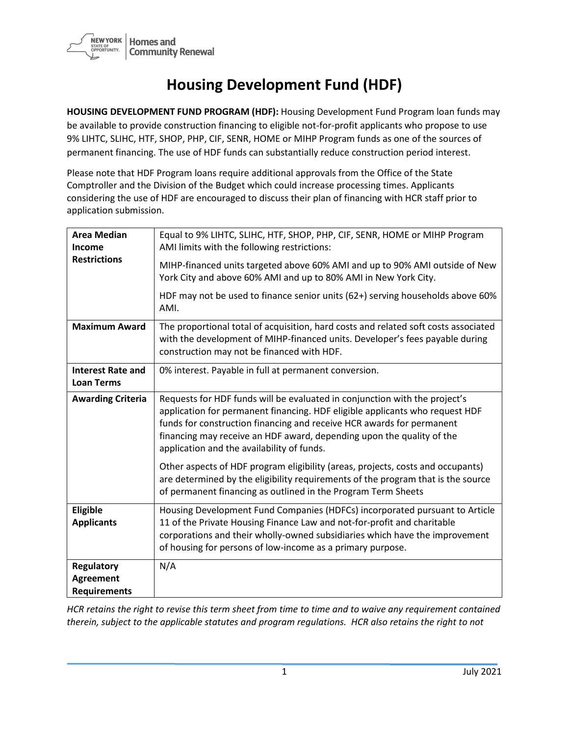# Housing Development Fund (HDF)

**HOUSING DEVELOPMENT FUND PROGRAM (HDF):** Housing Development Fund Program loan funds may be available to provide construction financing to eligible not-for-profit applicants who propose to use 9% LIHTC, SLIHC, HTF, SHOP, PHP, CIF, SENR, HOME or MIHP Program funds as one of the sources of permanent financing. The use of HDF funds can substantially reduce construction period interest.

Please note that HDF Program loans require additional approvals from the Office of the State Comptroller and the Division of the Budget which could increase processing times. Applicants considering the use of HDF are encouraged to discuss their plan of financing with HCR staff prior to application submission.

| | |
|---|---|
| **Area Median Income Restrictions** | Equal to 9% LIHTC, SLIHC, HTF, SHOP, PHP, CIF, SENR, HOME or MIHP Program AMI limits with the following restrictions:<br><br>MIHP-financed units targeted above 60% AMI and up to 90% AMI outside of New York City and above 60% AMI and up to 80% AMI in New York City.<br><br>HDF may not be used to finance senior units (62+) serving households above 60% AMI. |
| **Maximum Award** | The proportional total of acquisition, hard costs and related soft costs associated with the development of MIHP-financed units. Developer's fees payable during construction may not be financed with HDF. |
| **Interest Rate and Loan Terms** | 0% interest. Payable in full at permanent conversion. |
| **Awarding Criteria** | Requests for HDF funds will be evaluated in conjunction with the project's application for permanent financing. HDF eligible applicants who request HDF funds for construction financing and receive HCR awards for permanent financing may receive an HDF award, depending upon the quality of the application and the availability of funds.<br><br>Other aspects of HDF program eligibility (areas, projects, costs and occupants) are determined by the eligibility requirements of the program that is the source of permanent financing as outlined in the Program Term Sheets |
| **Eligible Applicants** | Housing Development Fund Companies (HDFCs) incorporated pursuant to Article 11 of the Private Housing Finance Law and not-for-profit and charitable corporations and their wholly-owned subsidiaries which have the improvement of housing for persons of low-income as a primary purpose. |
| **Regulatory Agreement Requirements** | N/A |

*HCR retains the right to revise this term sheet from time to time and to waive any requirement contained therein, subject to the applicable statutes and program regulations. HCR also retains the right to not*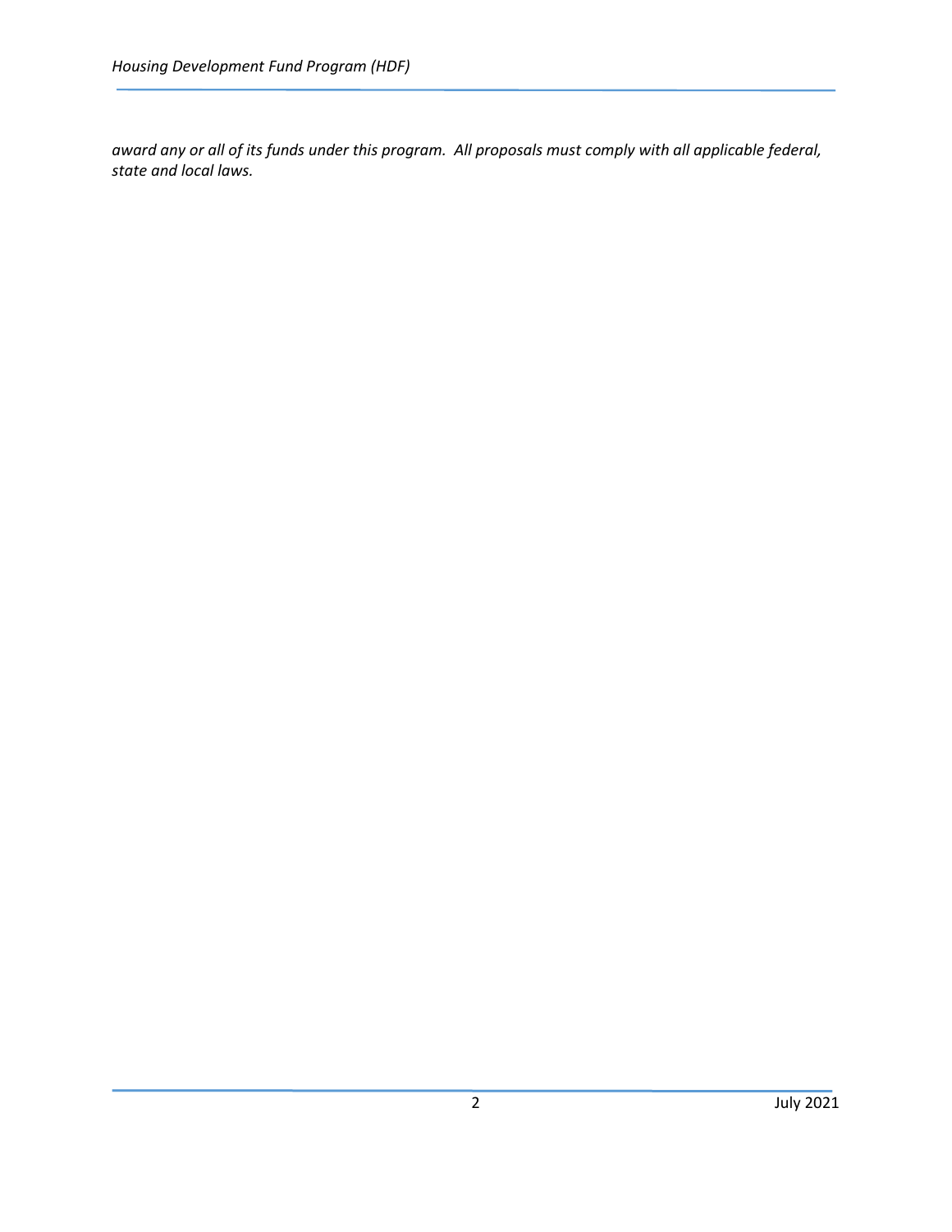*award any or all of its funds under this program. All proposals must comply with all applicable federal, state and local laws.*